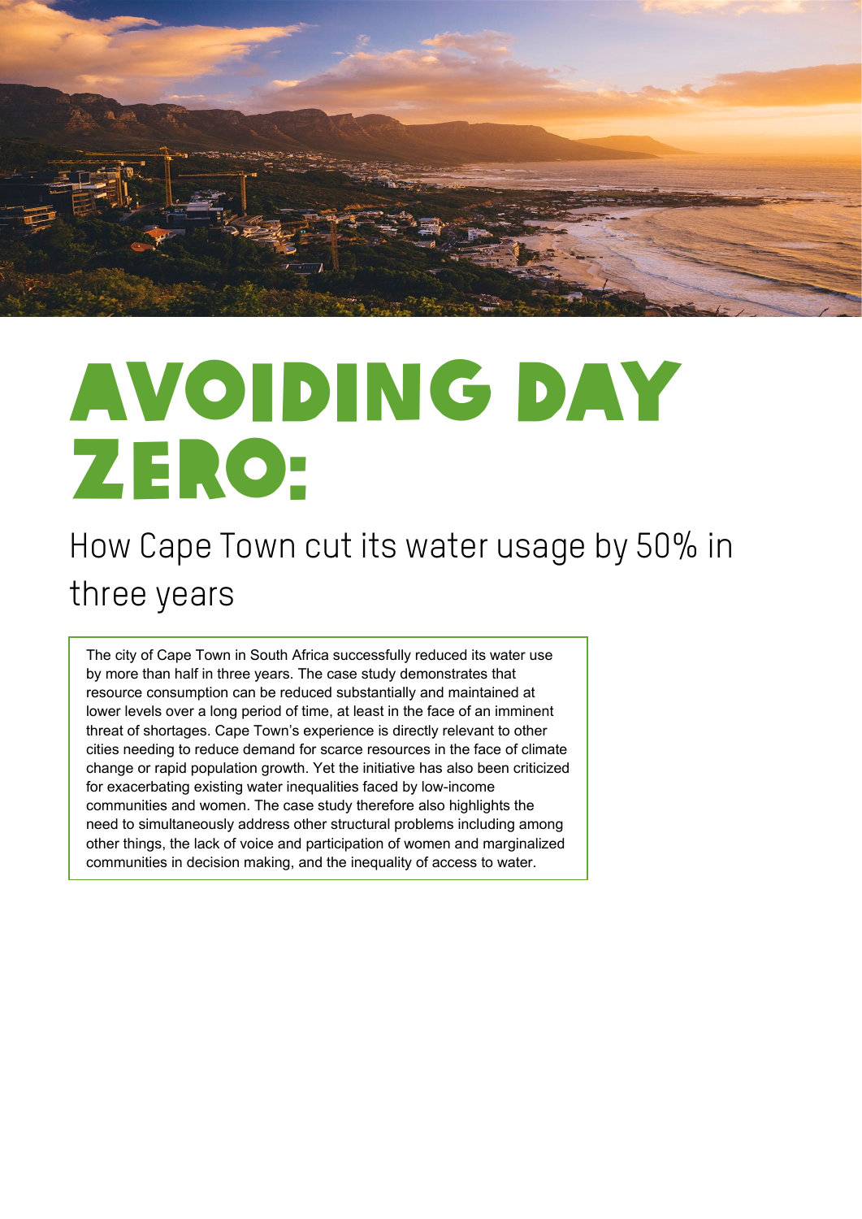# AVOIDING DAY ZERO:

## How Cape Town cut its water usage by 50% in three years

The city of Cape Town in South Africa successfully reduced its water use by more than half in three years. The case study demonstrates that resource consumption can be reduced substantially and maintained at lower levels over a long period of time, at least in the face of an imminent threat of shortages. Cape Town's experience is directly relevant to other cities needing to reduce demand for scarce resources in the face of climate change or rapid population growth. Yet the initiative has also been criticized for exacerbating existing water inequalities faced by low-income communities and women. The case study therefore also highlights the need to simultaneously address other structural problems including among other things, the lack of voice and participation of women and marginalized communities in decision making, and the inequality of access to water.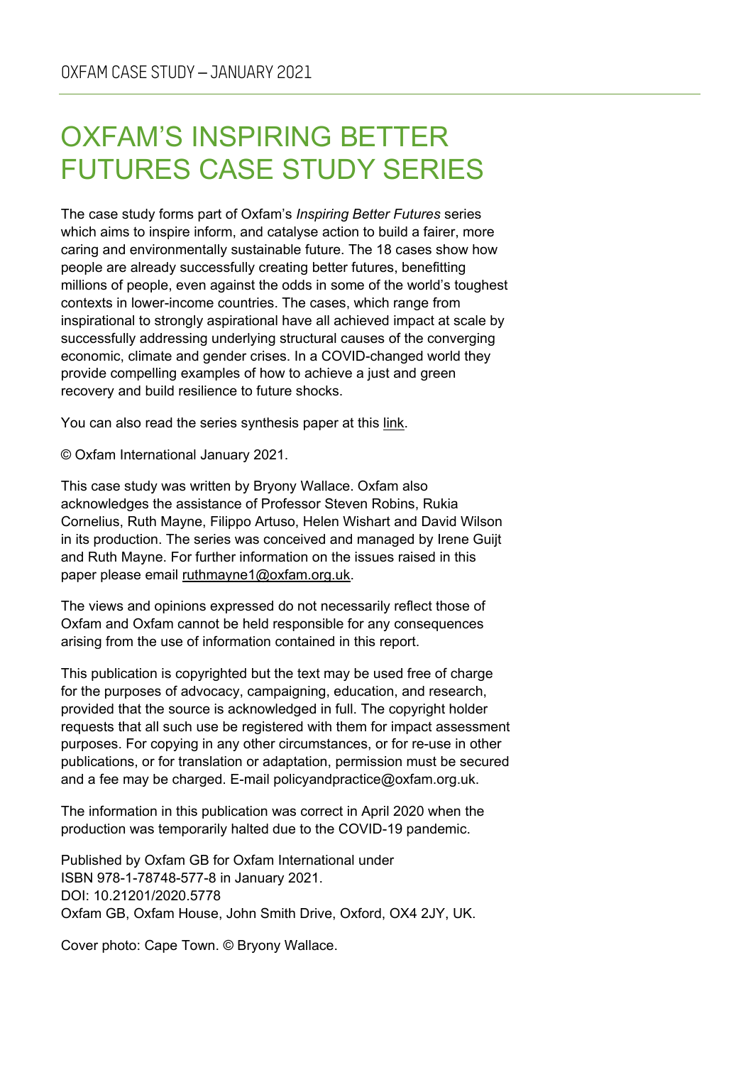# OXFAM'S INSPIRING BETTER FUTURES CASE STUDY SERIES

The case study forms part of Oxfam's *Inspiring Better Futures* series which aims to inspire inform, and catalyse action to build a fairer, more caring and environmentally sustainable future. The 18 cases show how people are already successfully creating better futures, benefitting millions of people, even against the odds in some of the world's toughest contexts in lower-income countries. The cases, which range from inspirational to strongly aspirational have all achieved impact at scale by successfully addressing underlying structural causes of the converging economic, climate and gender crises. In a COVID-changed world they provide compelling examples of how to achieve a just and green recovery and build resilience to future shocks.

You can also read the series synthesis paper at this link.

© Oxfam International January 2021.

This case study was written by Bryony Wallace. Oxfam also acknowledges the assistance of Professor Steven Robins, Rukia Cornelius, Ruth Mayne, Filippo Artuso, Helen Wishart and David Wilson in its production. The series was conceived and managed by Irene Guijt and Ruth Mayne. For further information on the issues raised in this paper please email ruthmayne1@oxfam.org.uk.

The views and opinions expressed do not necessarily reflect those of Oxfam and Oxfam cannot be held responsible for any consequences arising from the use of information contained in this report.

This publication is copyrighted but the text may be used free of charge for the purposes of advocacy, campaigning, education, and research, provided that the source is acknowledged in full. The copyright holder requests that all such use be registered with them for impact assessment purposes. For copying in any other circumstances, or for re-use in other publications, or for translation or adaptation, permission must be secured and a fee may be charged. E-mail policyandpractice@oxfam.org.uk.

The information in this publication was correct in April 2020 when the production was temporarily halted due to the COVID-19 pandemic.

Published by Oxfam GB for Oxfam International under
ISBN 978-1-78748-577-8 in January 2021.
DOI: 10.21201/2020.5778
Oxfam GB, Oxfam House, John Smith Drive, Oxford, OX4 2JY, UK.

Cover photo: Cape Town. © Bryony Wallace.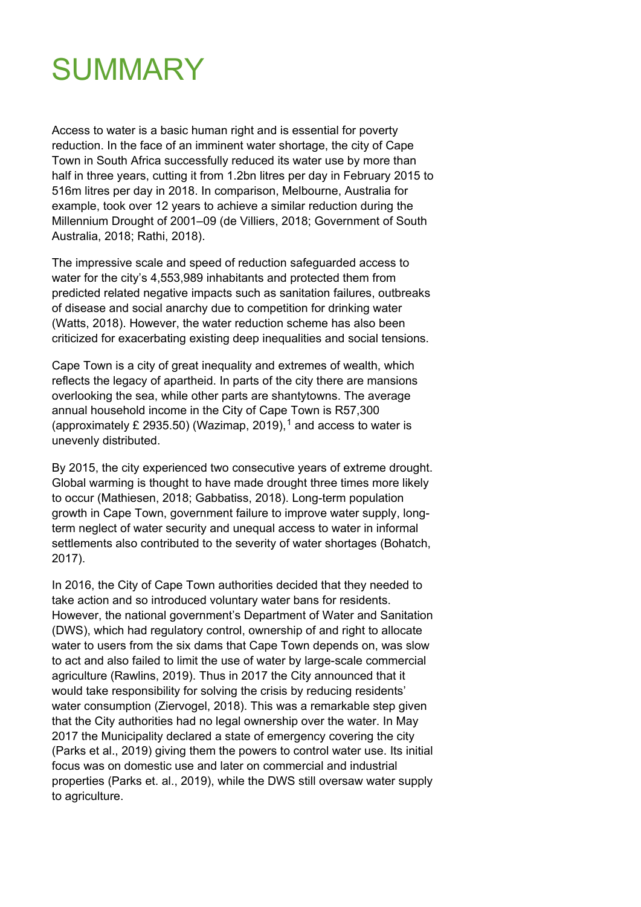# SUMMARY

Access to water is a basic human right and is essential for poverty reduction. In the face of an imminent water shortage, the city of Cape Town in South Africa successfully reduced its water use by more than half in three years, cutting it from 1.2bn litres per day in February 2015 to 516m litres per day in 2018. In comparison, Melbourne, Australia for example, took over 12 years to achieve a similar reduction during the Millennium Drought of 2001–09 (de Villiers, 2018; Government of South Australia, 2018; Rathi, 2018).

The impressive scale and speed of reduction safeguarded access to water for the city's 4,553,989 inhabitants and protected them from predicted related negative impacts such as sanitation failures, outbreaks of disease and social anarchy due to competition for drinking water (Watts, 2018). However, the water reduction scheme has also been criticized for exacerbating existing deep inequalities and social tensions.

Cape Town is a city of great inequality and extremes of wealth, which reflects the legacy of apartheid. In parts of the city there are mansions overlooking the sea, while other parts are shantytowns. The average annual household income in the City of Cape Town is R57,300 (approximately £ 2935.50) (Wazimap, 2019),[1] and access to water is unevenly distributed.

By 2015, the city experienced two consecutive years of extreme drought. Global warming is thought to have made drought three times more likely to occur (Mathiesen, 2018; Gabbatiss, 2018). Long-term population growth in Cape Town, government failure to improve water supply, long-term neglect of water security and unequal access to water in informal settlements also contributed to the severity of water shortages (Bohatch, 2017).

In 2016, the City of Cape Town authorities decided that they needed to take action and so introduced voluntary water bans for residents. However, the national government's Department of Water and Sanitation (DWS), which had regulatory control, ownership of and right to allocate water to users from the six dams that Cape Town depends on, was slow to act and also failed to limit the use of water by large-scale commercial agriculture (Rawlins, 2019). Thus in 2017 the City announced that it would take responsibility for solving the crisis by reducing residents' water consumption (Ziervogel, 2018). This was a remarkable step given that the City authorities had no legal ownership over the water. In May 2017 the Municipality declared a state of emergency covering the city (Parks et al., 2019) giving them the powers to control water use. Its initial focus was on domestic use and later on commercial and industrial properties (Parks et. al., 2019), while the DWS still oversaw water supply to agriculture.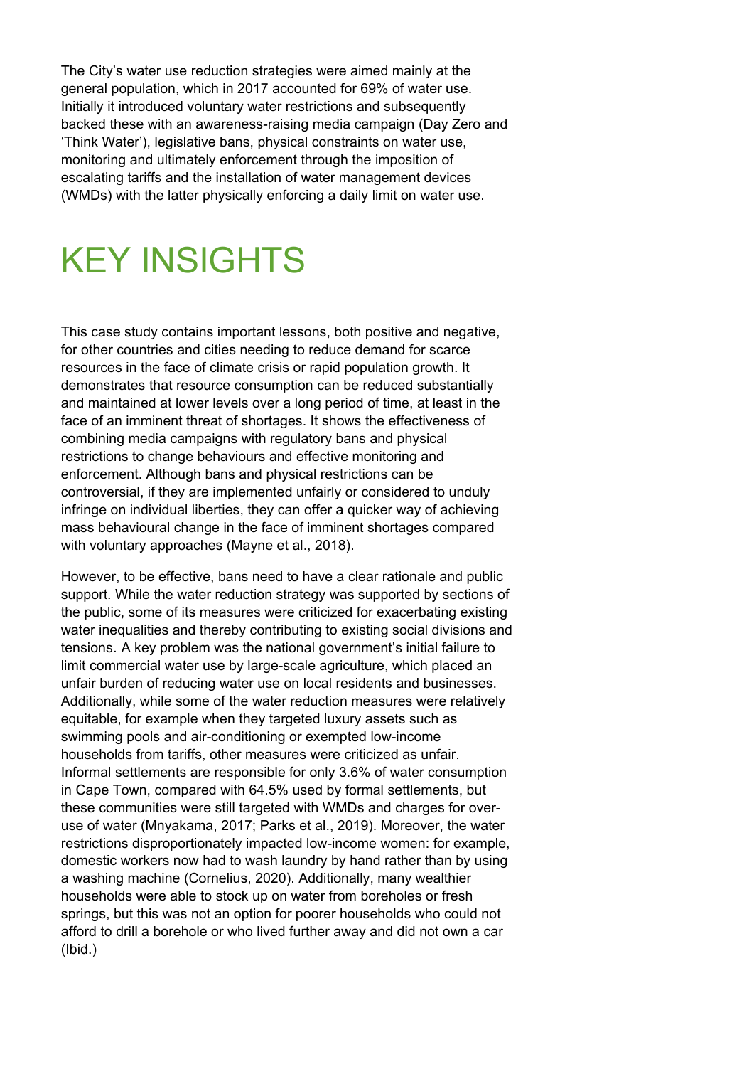The City's water use reduction strategies were aimed mainly at the general population, which in 2017 accounted for 69% of water use. Initially it introduced voluntary water restrictions and subsequently backed these with an awareness-raising media campaign (Day Zero and 'Think Water'), legislative bans, physical constraints on water use, monitoring and ultimately enforcement through the imposition of escalating tariffs and the installation of water management devices (WMDs) with the latter physically enforcing a daily limit on water use.

# KEY INSIGHTS

This case study contains important lessons, both positive and negative, for other countries and cities needing to reduce demand for scarce resources in the face of climate crisis or rapid population growth. It demonstrates that resource consumption can be reduced substantially and maintained at lower levels over a long period of time, at least in the face of an imminent threat of shortages. It shows the effectiveness of combining media campaigns with regulatory bans and physical restrictions to change behaviours and effective monitoring and enforcement. Although bans and physical restrictions can be controversial, if they are implemented unfairly or considered to unduly infringe on individual liberties, they can offer a quicker way of achieving mass behavioural change in the face of imminent shortages compared with voluntary approaches (Mayne et al., 2018).

However, to be effective, bans need to have a clear rationale and public support. While the water reduction strategy was supported by sections of the public, some of its measures were criticized for exacerbating existing water inequalities and thereby contributing to existing social divisions and tensions. A key problem was the national government's initial failure to limit commercial water use by large-scale agriculture, which placed an unfair burden of reducing water use on local residents and businesses. Additionally, while some of the water reduction measures were relatively equitable, for example when they targeted luxury assets such as swimming pools and air-conditioning or exempted low-income households from tariffs, other measures were criticized as unfair. Informal settlements are responsible for only 3.6% of water consumption in Cape Town, compared with 64.5% used by formal settlements, but these communities were still targeted with WMDs and charges for over-use of water (Mnyakama, 2017; Parks et al., 2019). Moreover, the water restrictions disproportionately impacted low-income women: for example, domestic workers now had to wash laundry by hand rather than by using a washing machine (Cornelius, 2020). Additionally, many wealthier households were able to stock up on water from boreholes or fresh springs, but this was not an option for poorer households who could not afford to drill a borehole or who lived further away and did not own a car (Ibid.)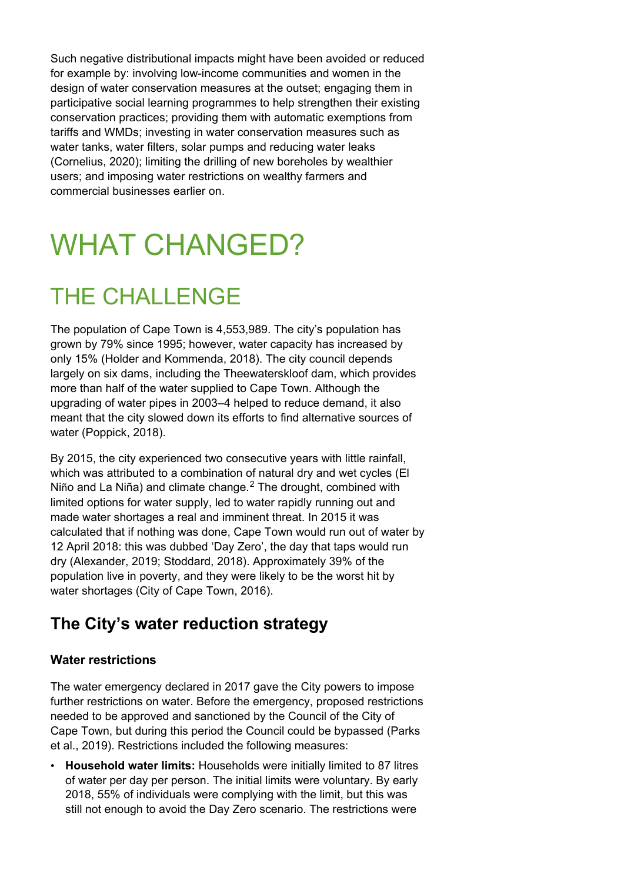Such negative distributional impacts might have been avoided or reduced for example by: involving low-income communities and women in the design of water conservation measures at the outset; engaging them in participative social learning programmes to help strengthen their existing conservation practices; providing them with automatic exemptions from tariffs and WMDs; investing in water conservation measures such as water tanks, water filters, solar pumps and reducing water leaks (Cornelius, 2020); limiting the drilling of new boreholes by wealthier users; and imposing water restrictions on wealthy farmers and commercial businesses earlier on.

# WHAT CHANGED?

## THE CHALLENGE

The population of Cape Town is 4,553,989. The city's population has grown by 79% since 1995; however, water capacity has increased by only 15% (Holder and Kommenda, 2018). The city council depends largely on six dams, including the Theewaterskloof dam, which provides more than half of the water supplied to Cape Town. Although the upgrading of water pipes in 2003–4 helped to reduce demand, it also meant that the city slowed down its efforts to find alternative sources of water (Poppick, 2018).

By 2015, the city experienced two consecutive years with little rainfall, which was attributed to a combination of natural dry and wet cycles (El Niño and La Niña) and climate change.[2] The drought, combined with limited options for water supply, led to water rapidly running out and made water shortages a real and imminent threat. In 2015 it was calculated that if nothing was done, Cape Town would run out of water by 12 April 2018: this was dubbed 'Day Zero', the day that taps would run dry (Alexander, 2019; Stoddard, 2018). Approximately 39% of the population live in poverty, and they were likely to be the worst hit by water shortages (City of Cape Town, 2016).

### The City's water reduction strategy

#### Water restrictions

The water emergency declared in 2017 gave the City powers to impose further restrictions on water. Before the emergency, proposed restrictions needed to be approved and sanctioned by the Council of the City of Cape Town, but during this period the Council could be bypassed (Parks et al., 2019). Restrictions included the following measures:

- **Household water limits:** Households were initially limited to 87 litres of water per day per person. The initial limits were voluntary. By early 2018, 55% of individuals were complying with the limit, but this was still not enough to avoid the Day Zero scenario. The restrictions were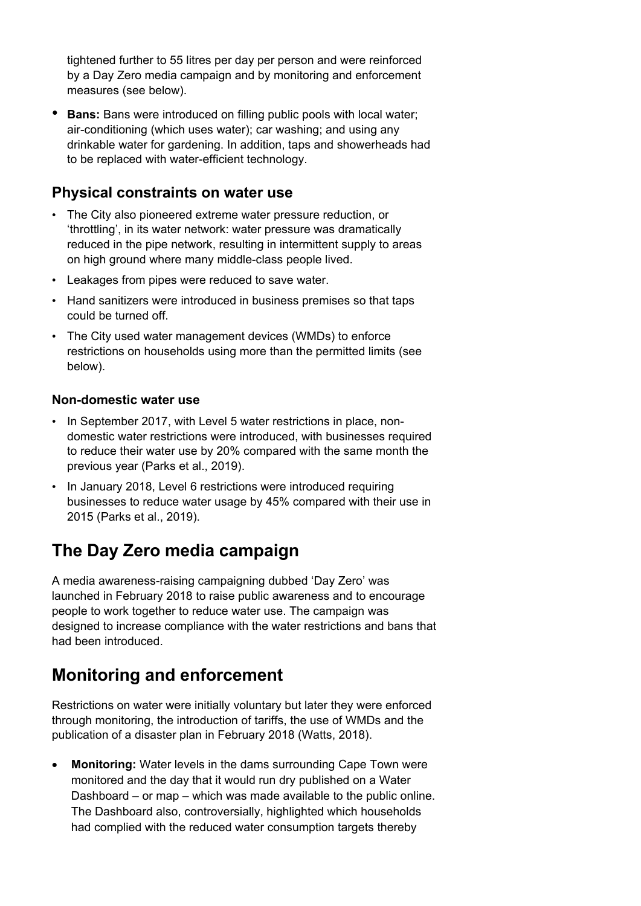tightened further to 55 litres per day per person and were reinforced by a Day Zero media campaign and by monitoring and enforcement measures (see below).

- **Bans:** Bans were introduced on filling public pools with local water; air-conditioning (which uses water); car washing; and using any drinkable water for gardening. In addition, taps and showerheads had to be replaced with water-efficient technology.

### Physical constraints on water use

- The City also pioneered extreme water pressure reduction, or 'throttling', in its water network: water pressure was dramatically reduced in the pipe network, resulting in intermittent supply to areas on high ground where many middle-class people lived.
- Leakages from pipes were reduced to save water.
- Hand sanitizers were introduced in business premises so that taps could be turned off.
- The City used water management devices (WMDs) to enforce restrictions on households using more than the permitted limits (see below).

#### Non-domestic water use

- In September 2017, with Level 5 water restrictions in place, non-domestic water restrictions were introduced, with businesses required to reduce their water use by 20% compared with the same month the previous year (Parks et al., 2019).
- In January 2018, Level 6 restrictions were introduced requiring businesses to reduce water usage by 45% compared with their use in 2015 (Parks et al., 2019).

## The Day Zero media campaign

A media awareness-raising campaigning dubbed 'Day Zero' was launched in February 2018 to raise public awareness and to encourage people to work together to reduce water use. The campaign was designed to increase compliance with the water restrictions and bans that had been introduced.

## Monitoring and enforcement

Restrictions on water were initially voluntary but later they were enforced through monitoring, the introduction of tariffs, the use of WMDs and the publication of a disaster plan in February 2018 (Watts, 2018).

- **Monitoring:** Water levels in the dams surrounding Cape Town were monitored and the day that it would run dry published on a Water Dashboard – or map – which was made available to the public online. The Dashboard also, controversially, highlighted which households had complied with the reduced water consumption targets thereby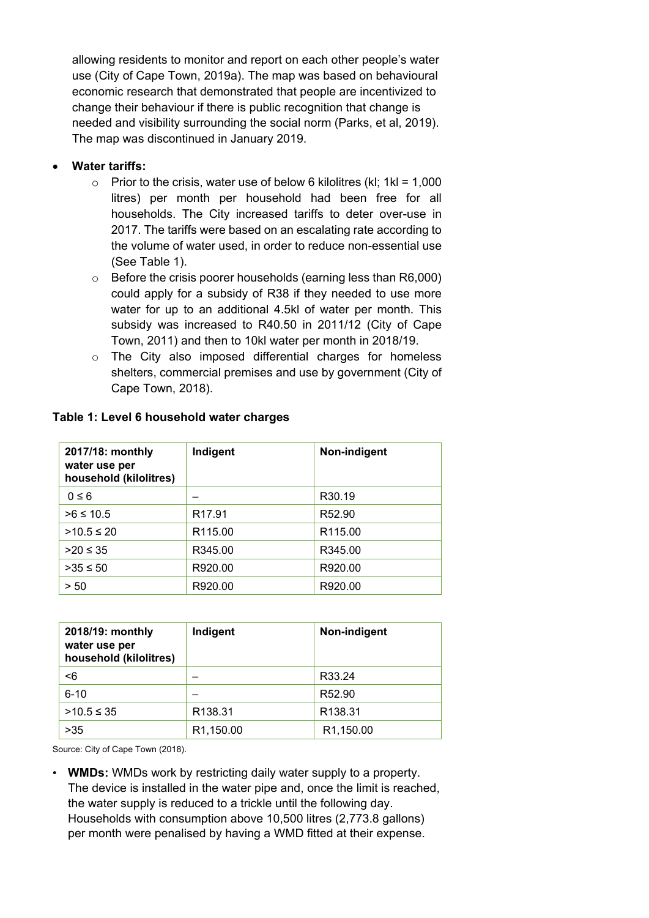allowing residents to monitor and report on each other people's water use (City of Cape Town, 2019a). The map was based on behavioural economic research that demonstrated that people are incentivized to change their behaviour if there is public recognition that change is needed and visibility surrounding the social norm (Parks, et al, 2019). The map was discontinued in January 2019.

- **Water tariffs:**
  - Prior to the crisis, water use of below 6 kilolitres (kl; 1kl = 1,000 litres) per month per household had been free for all households. The City increased tariffs to deter over-use in 2017. The tariffs were based on an escalating rate according to the volume of water used, in order to reduce non-essential use (See Table 1).
  - Before the crisis poorer households (earning less than R6,000) could apply for a subsidy of R38 if they needed to use more water for up to an additional 4.5kl of water per month. This subsidy was increased to R40.50 in 2011/12 (City of Cape Town, 2011) and then to 10kl water per month in 2018/19.
  - The City also imposed differential charges for homeless shelters, commercial premises and use by government (City of Cape Town, 2018).

**Table 1: Level 6 household water charges**

| 2017/18: monthly water use per household (kilolitres) | Indigent | Non-indigent |
|---|---|---|
| 0 ≤ 6 | – | R30.19 |
| >6 ≤ 10.5 | R17.91 | R52.90 |
| >10.5 ≤ 20 | R115.00 | R115.00 |
| >20 ≤ 35 | R345.00 | R345.00 |
| >35 ≤ 50 | R920.00 | R920.00 |
| > 50 | R920.00 | R920.00 |

| 2018/19: monthly water use per household (kilolitres) | Indigent | Non-indigent |
|---|---|---|
| <6 | – | R33.24 |
| 6-10 | – | R52.90 |
| >10.5 ≤ 35 | R138.31 | R138.31 |
| >35 | R1,150.00 | R1,150.00 |

Source: City of Cape Town (2018).

- **WMDs:** WMDs work by restricting daily water supply to a property. The device is installed in the water pipe and, once the limit is reached, the water supply is reduced to a trickle until the following day. Households with consumption above 10,500 litres (2,773.8 gallons) per month were penalised by having a WMD fitted at their expense.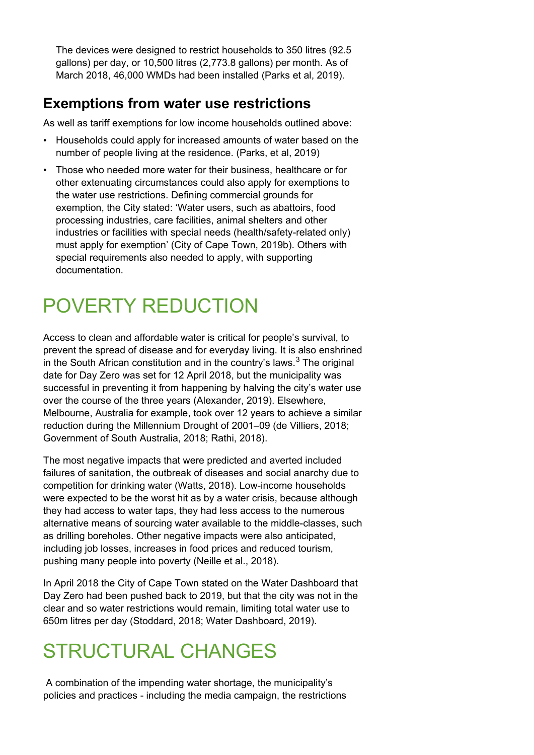The devices were designed to restrict households to 350 litres (92.5 gallons) per day, or 10,500 litres (2,773.8 gallons) per month. As of March 2018, 46,000 WMDs had been installed (Parks et al, 2019).

## Exemptions from water use restrictions

As well as tariff exemptions for low income households outlined above:

- Households could apply for increased amounts of water based on the number of people living at the residence. (Parks, et al, 2019)
- Those who needed more water for their business, healthcare or for other extenuating circumstances could also apply for exemptions to the water use restrictions. Defining commercial grounds for exemption, the City stated: 'Water users, such as abattoirs, food processing industries, care facilities, animal shelters and other industries or facilities with special needs (health/safety-related only) must apply for exemption' (City of Cape Town, 2019b). Others with special requirements also needed to apply, with supporting documentation.

# POVERTY REDUCTION

Access to clean and affordable water is critical for people's survival, to prevent the spread of disease and for everyday living. It is also enshrined in the South African constitution and in the country's laws.[3] The original date for Day Zero was set for 12 April 2018, but the municipality was successful in preventing it from happening by halving the city's water use over the course of the three years (Alexander, 2019). Elsewhere, Melbourne, Australia for example, took over 12 years to achieve a similar reduction during the Millennium Drought of 2001–09 (de Villiers, 2018; Government of South Australia, 2018; Rathi, 2018).

The most negative impacts that were predicted and averted included failures of sanitation, the outbreak of diseases and social anarchy due to competition for drinking water (Watts, 2018). Low-income households were expected to be the worst hit as by a water crisis, because although they had access to water taps, they had less access to the numerous alternative means of sourcing water available to the middle-classes, such as drilling boreholes. Other negative impacts were also anticipated, including job losses, increases in food prices and reduced tourism, pushing many people into poverty (Neille et al., 2018).

In April 2018 the City of Cape Town stated on the Water Dashboard that Day Zero had been pushed back to 2019, but that the city was not in the clear and so water restrictions would remain, limiting total water use to 650m litres per day (Stoddard, 2018; Water Dashboard, 2019).

# STRUCTURAL CHANGES

A combination of the impending water shortage, the municipality's policies and practices - including the media campaign, the restrictions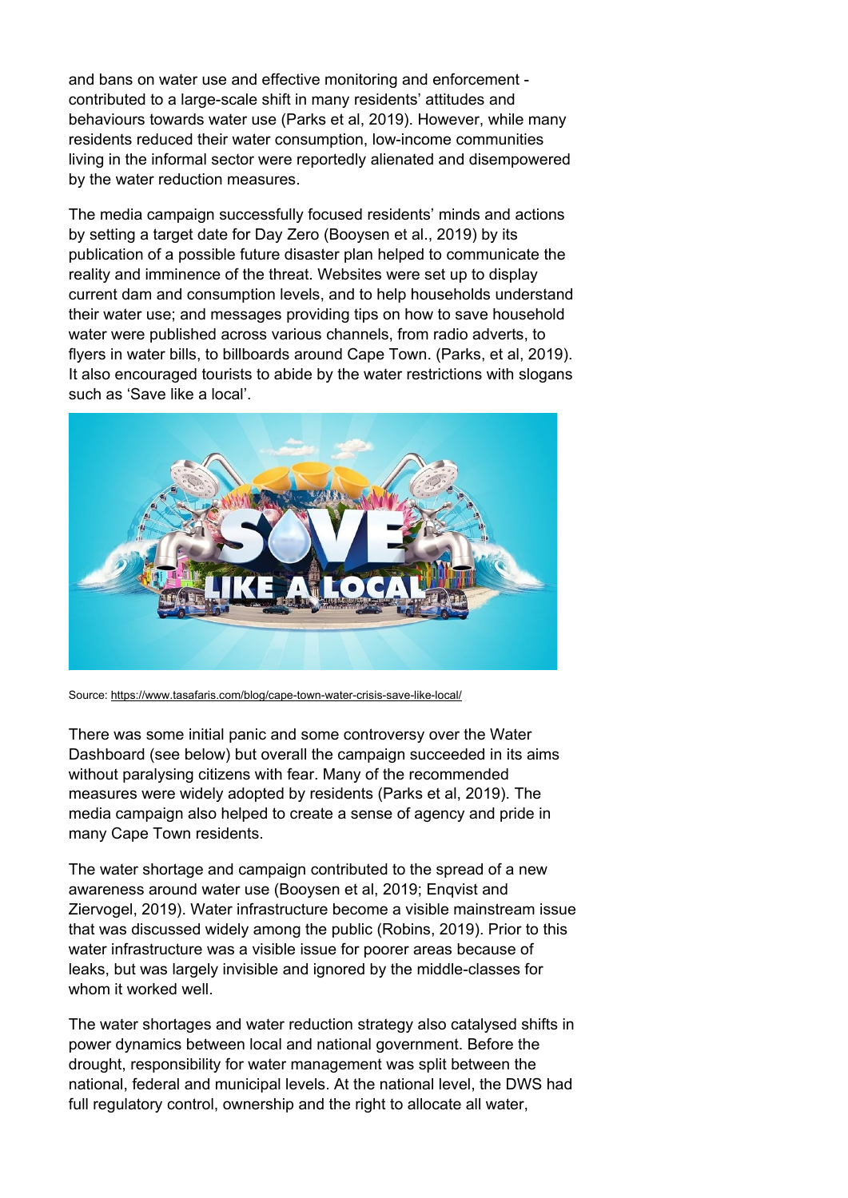and bans on water use and effective monitoring and enforcement - contributed to a large-scale shift in many residents' attitudes and behaviours towards water use (Parks et al, 2019). However, while many residents reduced their water consumption, low-income communities living in the informal sector were reportedly alienated and disempowered by the water reduction measures.

The media campaign successfully focused residents' minds and actions by setting a target date for Day Zero (Booysen et al., 2019) by its publication of a possible future disaster plan helped to communicate the reality and imminence of the threat. Websites were set up to display current dam and consumption levels, and to help households understand their water use; and messages providing tips on how to save household water were published across various channels, from radio adverts, to flyers in water bills, to billboards around Cape Town. (Parks, et al, 2019). It also encouraged tourists to abide by the water restrictions with slogans such as 'Save like a local'.

Source: https://www.tasafaris.com/blog/cape-town-water-crisis-save-like-local/

There was some initial panic and some controversy over the Water Dashboard (see below) but overall the campaign succeeded in its aims without paralysing citizens with fear. Many of the recommended measures were widely adopted by residents (Parks et al, 2019). The media campaign also helped to create a sense of agency and pride in many Cape Town residents.

The water shortage and campaign contributed to the spread of a new awareness around water use (Booysen et al, 2019; Enqvist and Ziervogel, 2019). Water infrastructure become a visible mainstream issue that was discussed widely among the public (Robins, 2019). Prior to this water infrastructure was a visible issue for poorer areas because of leaks, but was largely invisible and ignored by the middle-classes for whom it worked well.

The water shortages and water reduction strategy also catalysed shifts in power dynamics between local and national government. Before the drought, responsibility for water management was split between the national, federal and municipal levels. At the national level, the DWS had full regulatory control, ownership and the right to allocate all water,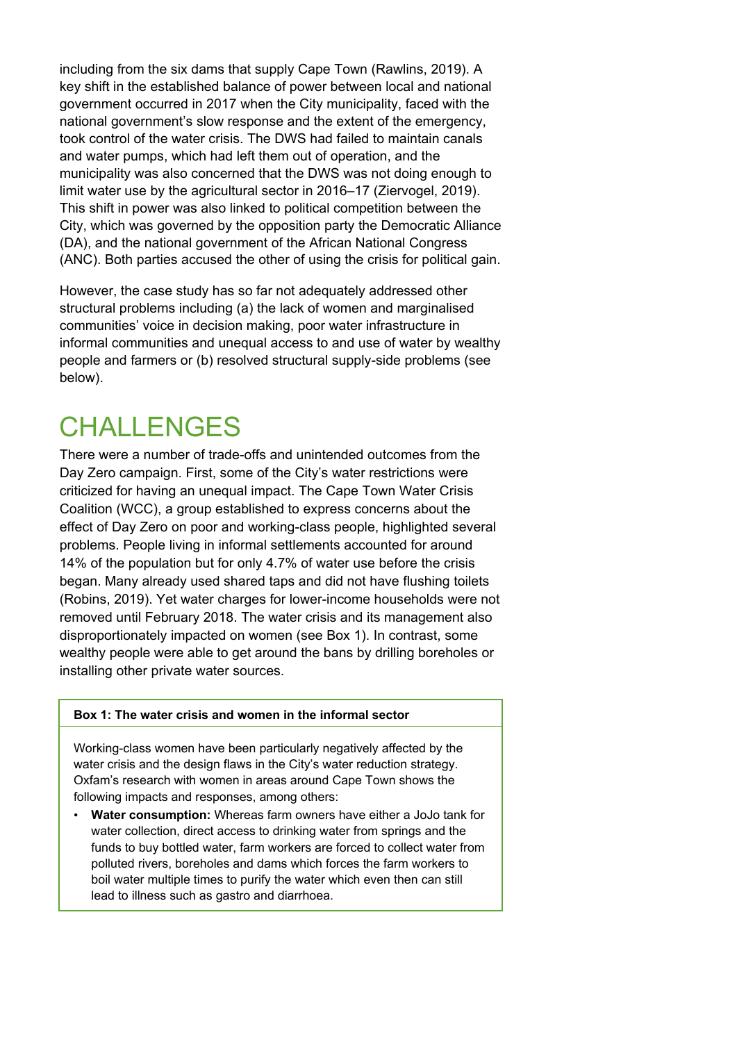including from the six dams that supply Cape Town (Rawlins, 2019). A key shift in the established balance of power between local and national government occurred in 2017 when the City municipality, faced with the national government's slow response and the extent of the emergency, took control of the water crisis. The DWS had failed to maintain canals and water pumps, which had left them out of operation, and the municipality was also concerned that the DWS was not doing enough to limit water use by the agricultural sector in 2016–17 (Ziervogel, 2019). This shift in power was also linked to political competition between the City, which was governed by the opposition party the Democratic Alliance (DA), and the national government of the African National Congress (ANC). Both parties accused the other of using the crisis for political gain.

However, the case study has so far not adequately addressed other structural problems including (a) the lack of women and marginalised communities' voice in decision making, poor water infrastructure in informal communities and unequal access to and use of water by wealthy people and farmers or (b) resolved structural supply-side problems (see below).

# CHALLENGES

There were a number of trade-offs and unintended outcomes from the Day Zero campaign. First, some of the City's water restrictions were criticized for having an unequal impact. The Cape Town Water Crisis Coalition (WCC), a group established to express concerns about the effect of Day Zero on poor and working-class people, highlighted several problems. People living in informal settlements accounted for around 14% of the population but for only 4.7% of water use before the crisis began. Many already used shared taps and did not have flushing toilets (Robins, 2019). Yet water charges for lower-income households were not removed until February 2018. The water crisis and its management also disproportionately impacted on women (see Box 1). In contrast, some wealthy people were able to get around the bans by drilling boreholes or installing other private water sources.

**Box 1: The water crisis and women in the informal sector**

Working-class women have been particularly negatively affected by the water crisis and the design flaws in the City's water reduction strategy. Oxfam's research with women in areas around Cape Town shows the following impacts and responses, among others:

- **Water consumption:** Whereas farm owners have either a JoJo tank for water collection, direct access to drinking water from springs and the funds to buy bottled water, farm workers are forced to collect water from polluted rivers, boreholes and dams which forces the farm workers to boil water multiple times to purify the water which even then can still lead to illness such as gastro and diarrhoea.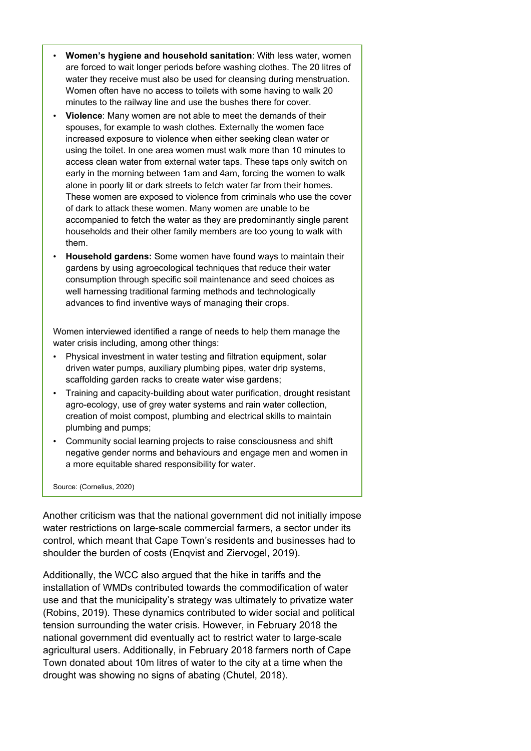- **Women's hygiene and household sanitation**: With less water, women are forced to wait longer periods before washing clothes. The 20 litres of water they receive must also be used for cleansing during menstruation. Women often have no access to toilets with some having to walk 20 minutes to the railway line and use the bushes there for cover.
- **Violence**: Many women are not able to meet the demands of their spouses, for example to wash clothes. Externally the women face increased exposure to violence when either seeking clean water or using the toilet. In one area women must walk more than 10 minutes to access clean water from external water taps. These taps only switch on early in the morning between 1am and 4am, forcing the women to walk alone in poorly lit or dark streets to fetch water far from their homes. These women are exposed to violence from criminals who use the cover of dark to attack these women. Many women are unable to be accompanied to fetch the water as they are predominantly single parent households and their other family members are too young to walk with them.
- **Household gardens:** Some women have found ways to maintain their gardens by using agroecological techniques that reduce their water consumption through specific soil maintenance and seed choices as well harnessing traditional farming methods and technologically advances to find inventive ways of managing their crops.

Women interviewed identified a range of needs to help them manage the water crisis including, among other things:

- Physical investment in water testing and filtration equipment, solar driven water pumps, auxiliary plumbing pipes, water drip systems, scaffolding garden racks to create water wise gardens;
- Training and capacity-building about water purification, drought resistant agro-ecology, use of grey water systems and rain water collection, creation of moist compost, plumbing and electrical skills to maintain plumbing and pumps;
- Community social learning projects to raise consciousness and shift negative gender norms and behaviours and engage men and women in a more equitable shared responsibility for water.

Source: (Cornelius, 2020)

Another criticism was that the national government did not initially impose water restrictions on large-scale commercial farmers, a sector under its control, which meant that Cape Town's residents and businesses had to shoulder the burden of costs (Enqvist and Ziervogel, 2019).

Additionally, the WCC also argued that the hike in tariffs and the installation of WMDs contributed towards the commodification of water use and that the municipality's strategy was ultimately to privatize water (Robins, 2019). These dynamics contributed to wider social and political tension surrounding the water crisis. However, in February 2018 the national government did eventually act to restrict water to large-scale agricultural users. Additionally, in February 2018 farmers north of Cape Town donated about 10m litres of water to the city at a time when the drought was showing no signs of abating (Chutel, 2018).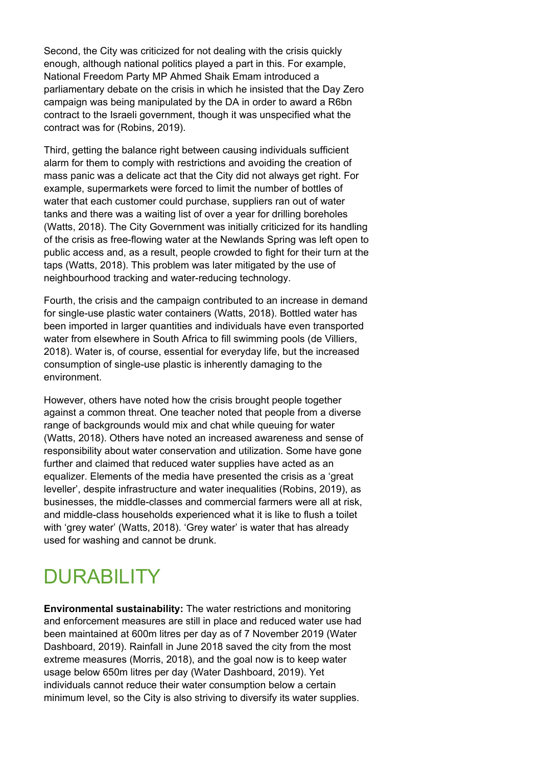Second, the City was criticized for not dealing with the crisis quickly enough, although national politics played a part in this. For example, National Freedom Party MP Ahmed Shaik Emam introduced a parliamentary debate on the crisis in which he insisted that the Day Zero campaign was being manipulated by the DA in order to award a R6bn contract to the Israeli government, though it was unspecified what the contract was for (Robins, 2019).

Third, getting the balance right between causing individuals sufficient alarm for them to comply with restrictions and avoiding the creation of mass panic was a delicate act that the City did not always get right. For example, supermarkets were forced to limit the number of bottles of water that each customer could purchase, suppliers ran out of water tanks and there was a waiting list of over a year for drilling boreholes (Watts, 2018). The City Government was initially criticized for its handling of the crisis as free-flowing water at the Newlands Spring was left open to public access and, as a result, people crowded to fight for their turn at the taps (Watts, 2018). This problem was later mitigated by the use of neighbourhood tracking and water-reducing technology.

Fourth, the crisis and the campaign contributed to an increase in demand for single-use plastic water containers (Watts, 2018). Bottled water has been imported in larger quantities and individuals have even transported water from elsewhere in South Africa to fill swimming pools (de Villiers, 2018). Water is, of course, essential for everyday life, but the increased consumption of single-use plastic is inherently damaging to the environment.

However, others have noted how the crisis brought people together against a common threat. One teacher noted that people from a diverse range of backgrounds would mix and chat while queuing for water (Watts, 2018). Others have noted an increased awareness and sense of responsibility about water conservation and utilization. Some have gone further and claimed that reduced water supplies have acted as an equalizer. Elements of the media have presented the crisis as a 'great leveller', despite infrastructure and water inequalities (Robins, 2019), as businesses, the middle-classes and commercial farmers were all at risk, and middle-class households experienced what it is like to flush a toilet with 'grey water' (Watts, 2018). 'Grey water' is water that has already used for washing and cannot be drunk.

# DURABILITY

**Environmental sustainability:** The water restrictions and monitoring and enforcement measures are still in place and reduced water use had been maintained at 600m litres per day as of 7 November 2019 (Water Dashboard, 2019). Rainfall in June 2018 saved the city from the most extreme measures (Morris, 2018), and the goal now is to keep water usage below 650m litres per day (Water Dashboard, 2019). Yet individuals cannot reduce their water consumption below a certain minimum level, so the City is also striving to diversify its water supplies.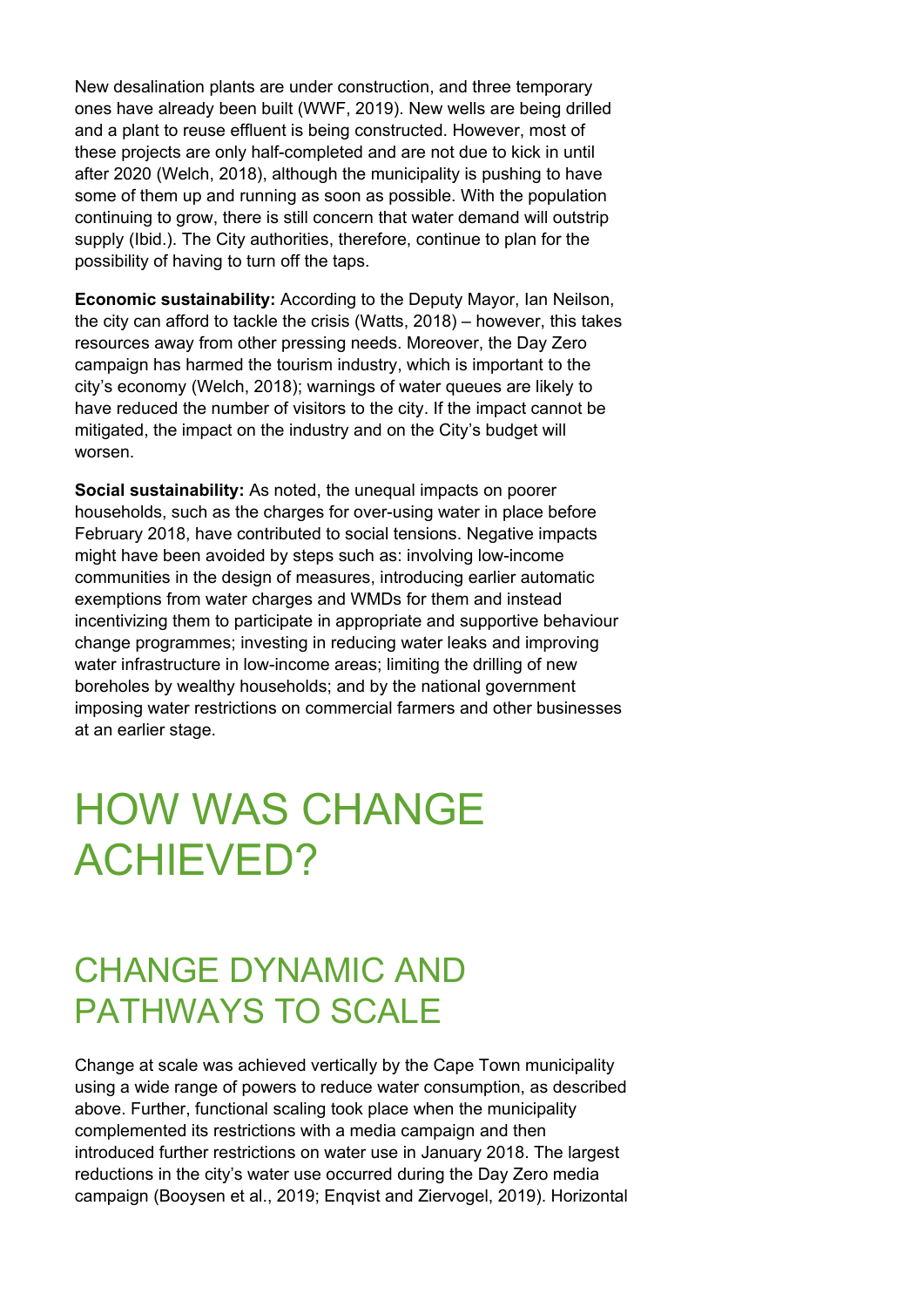New desalination plants are under construction, and three temporary ones have already been built (WWF, 2019). New wells are being drilled and a plant to reuse effluent is being constructed. However, most of these projects are only half-completed and are not due to kick in until after 2020 (Welch, 2018), although the municipality is pushing to have some of them up and running as soon as possible. With the population continuing to grow, there is still concern that water demand will outstrip supply (Ibid.). The City authorities, therefore, continue to plan for the possibility of having to turn off the taps.

**Economic sustainability:** According to the Deputy Mayor, Ian Neilson, the city can afford to tackle the crisis (Watts, 2018) – however, this takes resources away from other pressing needs. Moreover, the Day Zero campaign has harmed the tourism industry, which is important to the city's economy (Welch, 2018); warnings of water queues are likely to have reduced the number of visitors to the city. If the impact cannot be mitigated, the impact on the industry and on the City's budget will worsen.

**Social sustainability:** As noted, the unequal impacts on poorer households, such as the charges for over-using water in place before February 2018, have contributed to social tensions. Negative impacts might have been avoided by steps such as: involving low-income communities in the design of measures, introducing earlier automatic exemptions from water charges and WMDs for them and instead incentivizing them to participate in appropriate and supportive behaviour change programmes; investing in reducing water leaks and improving water infrastructure in low-income areas; limiting the drilling of new boreholes by wealthy households; and by the national government imposing water restrictions on commercial farmers and other businesses at an earlier stage.

# HOW WAS CHANGE ACHIEVED?

## CHANGE DYNAMIC AND PATHWAYS TO SCALE

Change at scale was achieved vertically by the Cape Town municipality using a wide range of powers to reduce water consumption, as described above. Further, functional scaling took place when the municipality complemented its restrictions with a media campaign and then introduced further restrictions on water use in January 2018. The largest reductions in the city's water use occurred during the Day Zero media campaign (Booysen et al., 2019; Enqvist and Ziervogel, 2019). Horizontal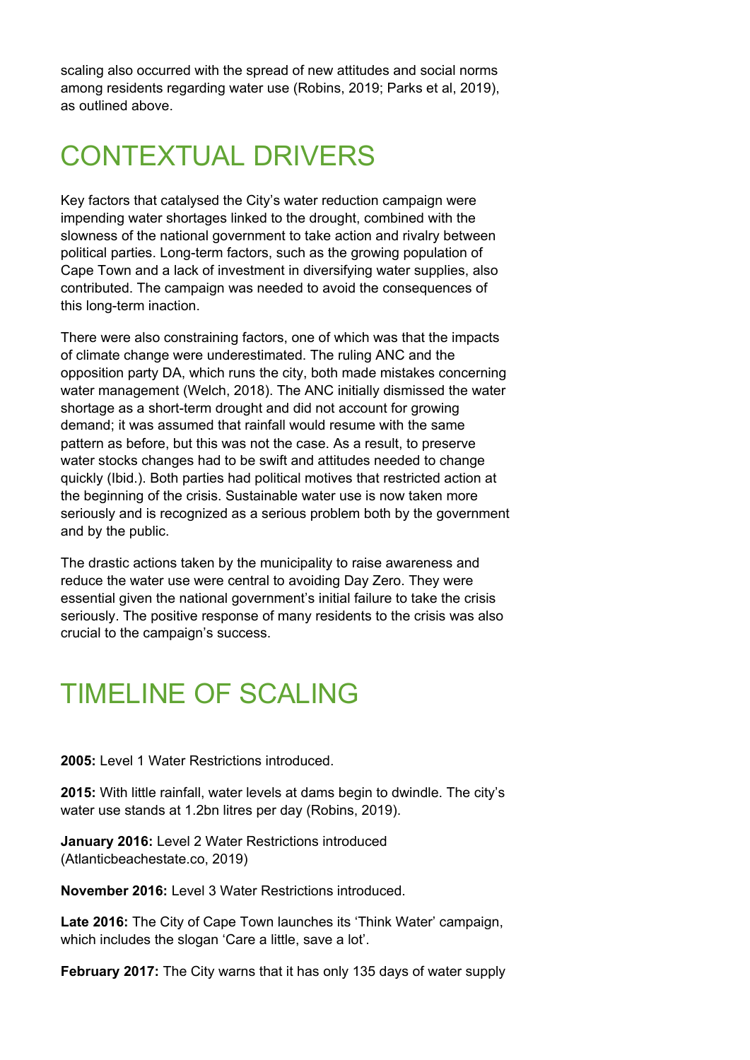scaling also occurred with the spread of new attitudes and social norms among residents regarding water use (Robins, 2019; Parks et al, 2019), as outlined above.

# CONTEXTUAL DRIVERS

Key factors that catalysed the City's water reduction campaign were impending water shortages linked to the drought, combined with the slowness of the national government to take action and rivalry between political parties. Long-term factors, such as the growing population of Cape Town and a lack of investment in diversifying water supplies, also contributed. The campaign was needed to avoid the consequences of this long-term inaction.

There were also constraining factors, one of which was that the impacts of climate change were underestimated. The ruling ANC and the opposition party DA, which runs the city, both made mistakes concerning water management (Welch, 2018). The ANC initially dismissed the water shortage as a short-term drought and did not account for growing demand; it was assumed that rainfall would resume with the same pattern as before, but this was not the case. As a result, to preserve water stocks changes had to be swift and attitudes needed to change quickly (Ibid.). Both parties had political motives that restricted action at the beginning of the crisis. Sustainable water use is now taken more seriously and is recognized as a serious problem both by the government and by the public.

The drastic actions taken by the municipality to raise awareness and reduce the water use were central to avoiding Day Zero. They were essential given the national government's initial failure to take the crisis seriously. The positive response of many residents to the crisis was also crucial to the campaign's success.

# TIMELINE OF SCALING

**2005:** Level 1 Water Restrictions introduced.

**2015:** With little rainfall, water levels at dams begin to dwindle. The city's water use stands at 1.2bn litres per day (Robins, 2019).

**January 2016:** Level 2 Water Restrictions introduced (Atlanticbeachestate.co, 2019)

**November 2016:** Level 3 Water Restrictions introduced.

**Late 2016:** The City of Cape Town launches its 'Think Water' campaign, which includes the slogan 'Care a little, save a lot'.

**February 2017:** The City warns that it has only 135 days of water supply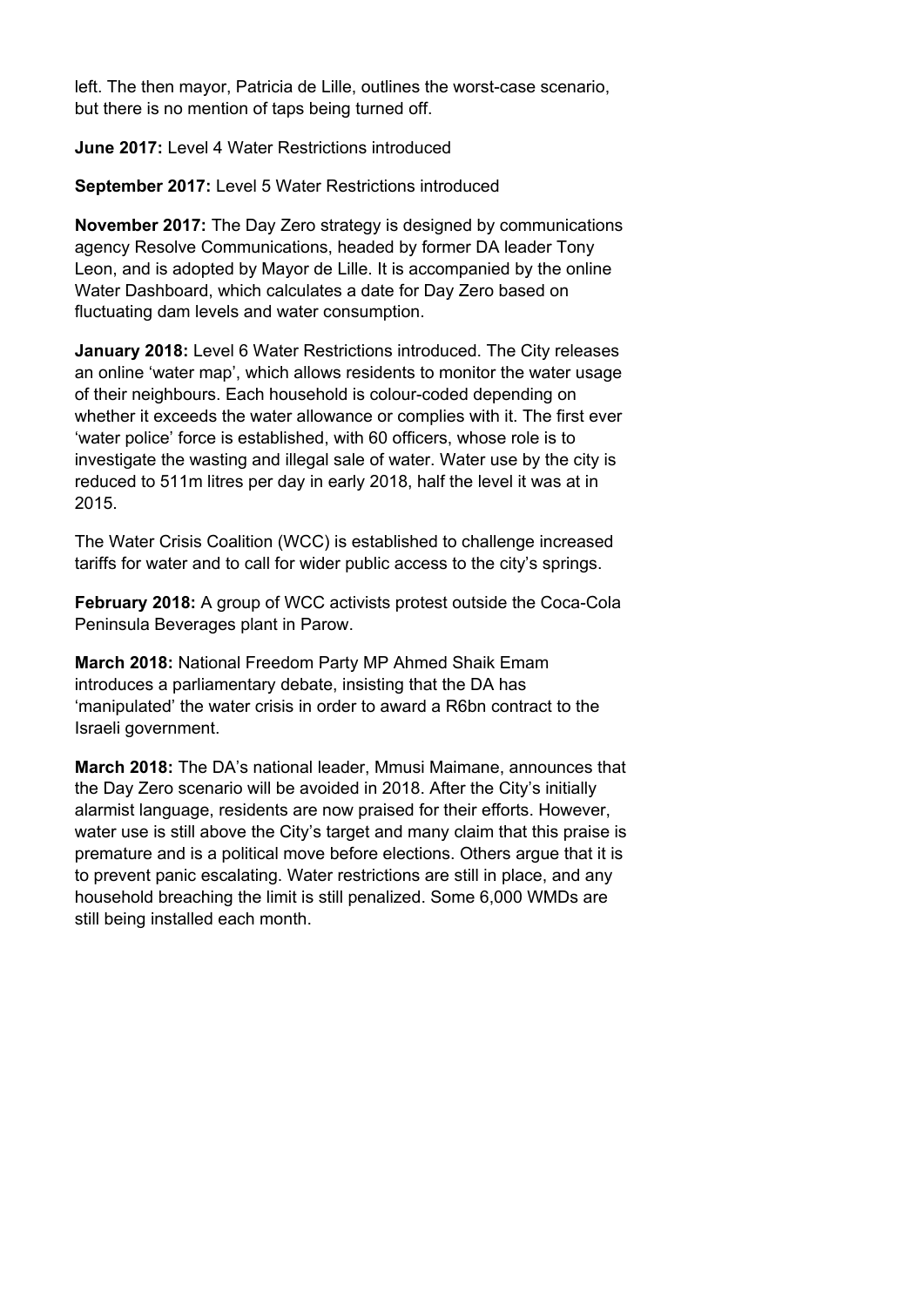left. The then mayor, Patricia de Lille, outlines the worst-case scenario, but there is no mention of taps being turned off.

**June 2017:** Level 4 Water Restrictions introduced

**September 2017:** Level 5 Water Restrictions introduced

**November 2017:** The Day Zero strategy is designed by communications agency Resolve Communications, headed by former DA leader Tony Leon, and is adopted by Mayor de Lille. It is accompanied by the online Water Dashboard, which calculates a date for Day Zero based on fluctuating dam levels and water consumption.

**January 2018:** Level 6 Water Restrictions introduced. The City releases an online 'water map', which allows residents to monitor the water usage of their neighbours. Each household is colour-coded depending on whether it exceeds the water allowance or complies with it. The first ever 'water police' force is established, with 60 officers, whose role is to investigate the wasting and illegal sale of water. Water use by the city is reduced to 511m litres per day in early 2018, half the level it was at in 2015.

The Water Crisis Coalition (WCC) is established to challenge increased tariffs for water and to call for wider public access to the city's springs.

**February 2018:** A group of WCC activists protest outside the Coca-Cola Peninsula Beverages plant in Parow.

**March 2018:** National Freedom Party MP Ahmed Shaik Emam introduces a parliamentary debate, insisting that the DA has 'manipulated' the water crisis in order to award a R6bn contract to the Israeli government.

**March 2018:** The DA's national leader, Mmusi Maimane, announces that the Day Zero scenario will be avoided in 2018. After the City's initially alarmist language, residents are now praised for their efforts. However, water use is still above the City's target and many claim that this praise is premature and is a political move before elections. Others argue that it is to prevent panic escalating. Water restrictions are still in place, and any household breaching the limit is still penalized. Some 6,000 WMDs are still being installed each month.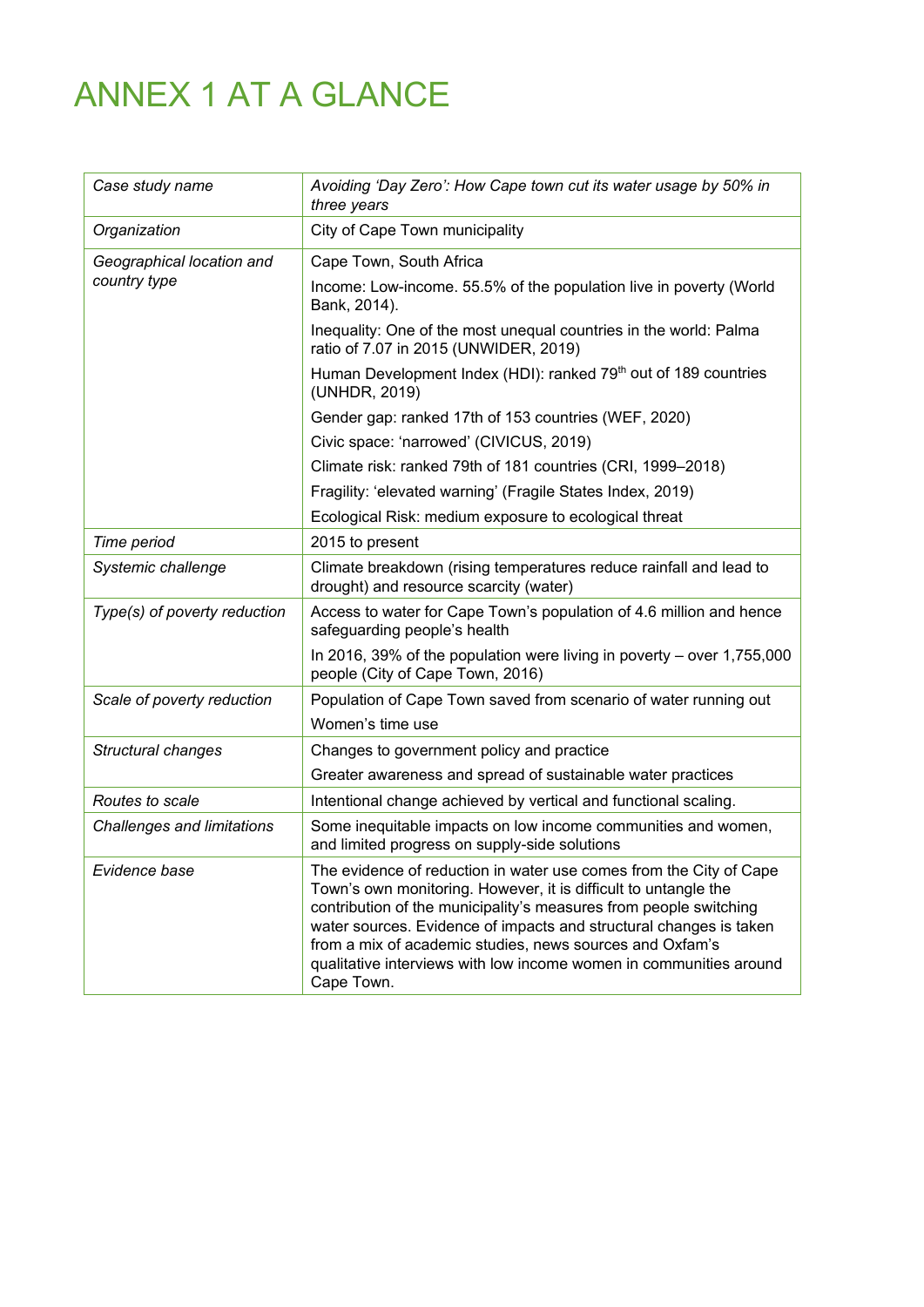# ANNEX 1 AT A GLANCE

| | |
|---|---|
| *Case study name* | *Avoiding 'Day Zero': How Cape town cut its water usage by 50% in three years* |
| *Organization* | City of Cape Town municipality |
| *Geographical location and country type* | Cape Town, South Africa<br>Income: Low-income. 55.5% of the population live in poverty (World Bank, 2014).<br>Inequality: One of the most unequal countries in the world: Palma ratio of 7.07 in 2015 (UNWIDER, 2019)<br>Human Development Index (HDI): ranked 79th out of 189 countries (UNHDR, 2019)<br>Gender gap: ranked 17th of 153 countries (WEF, 2020)<br>Civic space: 'narrowed' (CIVICUS, 2019)<br>Climate risk: ranked 79th of 181 countries (CRI, 1999–2018)<br>Fragility: 'elevated warning' (Fragile States Index, 2019)<br>Ecological Risk: medium exposure to ecological threat |
| *Time period* | 2015 to present |
| *Systemic challenge* | Climate breakdown (rising temperatures reduce rainfall and lead to drought) and resource scarcity (water) |
| *Type(s) of poverty reduction* | Access to water for Cape Town's population of 4.6 million and hence safeguarding people's health<br>In 2016, 39% of the population were living in poverty – over 1,755,000 people (City of Cape Town, 2016) |
| *Scale of poverty reduction* | Population of Cape Town saved from scenario of water running out<br>Women's time use |
| *Structural changes* | Changes to government policy and practice<br>Greater awareness and spread of sustainable water practices |
| *Routes to scale* | Intentional change achieved by vertical and functional scaling. |
| *Challenges and limitations* | Some inequitable impacts on low income communities and women, and limited progress on supply-side solutions |
| *Evidence base* | The evidence of reduction in water use comes from the City of Cape Town's own monitoring. However, it is difficult to untangle the contribution of the municipality's measures from people switching water sources. Evidence of impacts and structural changes is taken from a mix of academic studies, news sources and Oxfam's qualitative interviews with low income women in communities around Cape Town. |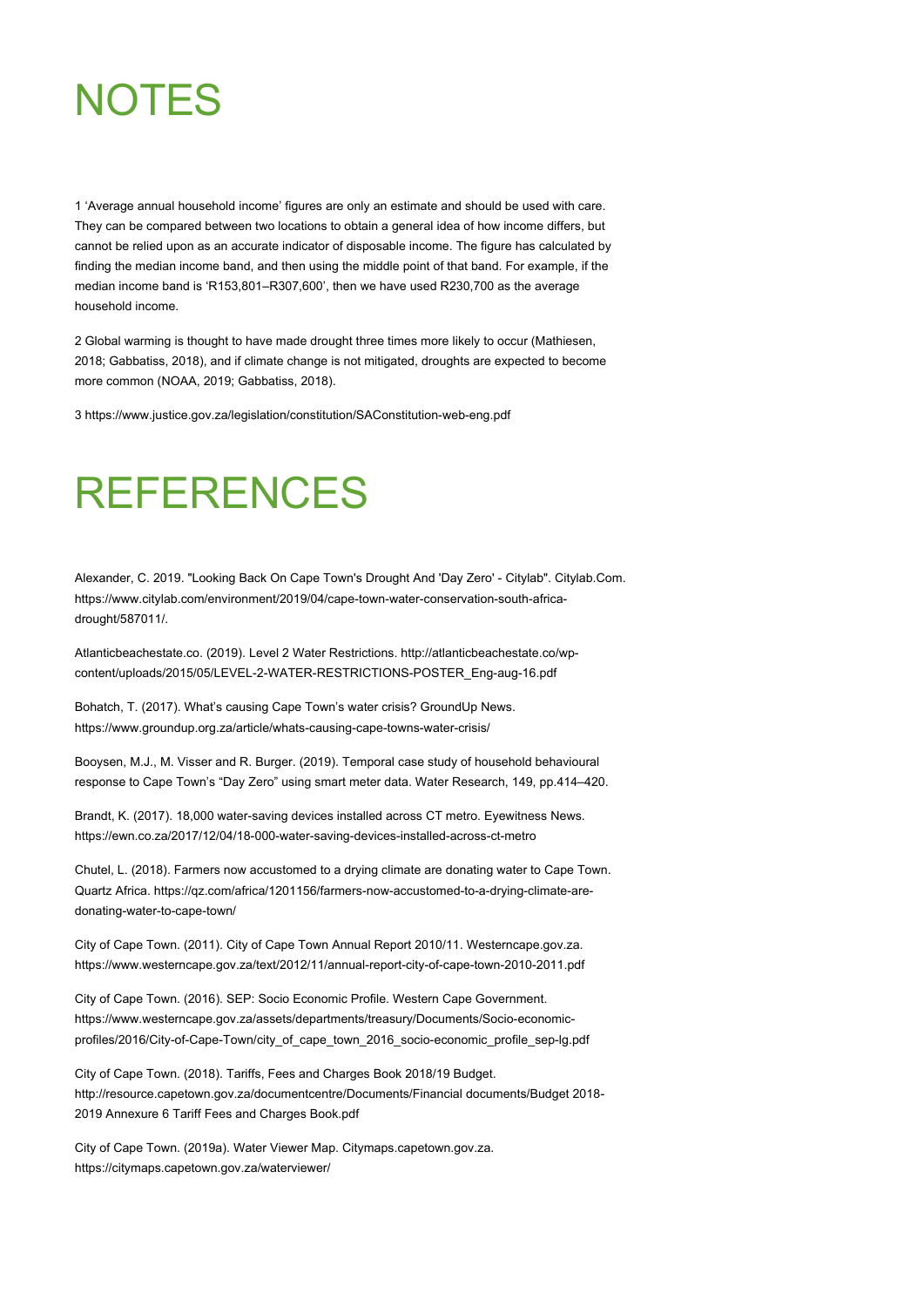# NOTES

1 'Average annual household income' figures are only an estimate and should be used with care. They can be compared between two locations to obtain a general idea of how income differs, but cannot be relied upon as an accurate indicator of disposable income. The figure has calculated by finding the median income band, and then using the middle point of that band. For example, if the median income band is 'R153,801–R307,600', then we have used R230,700 as the average household income.

2 Global warming is thought to have made drought three times more likely to occur (Mathiesen, 2018; Gabbatiss, 2018), and if climate change is not mitigated, droughts are expected to become more common (NOAA, 2019; Gabbatiss, 2018).

3 https://www.justice.gov.za/legislation/constitution/SAConstitution-web-eng.pdf

# REFERENCES

Alexander, C. 2019. "Looking Back On Cape Town's Drought And 'Day Zero' - Citylab". Citylab.Com. https://www.citylab.com/environment/2019/04/cape-town-water-conservation-south-africa-drought/587011/.

Atlanticbeachestate.co. (2019). Level 2 Water Restrictions. http://atlanticbeachestate.co/wp-content/uploads/2015/05/LEVEL-2-WATER-RESTRICTIONS-POSTER_Eng-aug-16.pdf

Bohatch, T. (2017). What's causing Cape Town's water crisis? GroundUp News. https://www.groundup.org.za/article/whats-causing-cape-towns-water-crisis/

Booysen, M.J., M. Visser and R. Burger. (2019). Temporal case study of household behavioural response to Cape Town's "Day Zero" using smart meter data. Water Research, 149, pp.414–420.

Brandt, K. (2017). 18,000 water-saving devices installed across CT metro. Eyewitness News. https://ewn.co.za/2017/12/04/18-000-water-saving-devices-installed-across-ct-metro

Chutel, L. (2018). Farmers now accustomed to a drying climate are donating water to Cape Town. Quartz Africa. https://qz.com/africa/1201156/farmers-now-accustomed-to-a-drying-climate-are-donating-water-to-cape-town/

City of Cape Town. (2011). City of Cape Town Annual Report 2010/11. Westerncape.gov.za. https://www.westerncape.gov.za/text/2012/11/annual-report-city-of-cape-town-2010-2011.pdf

City of Cape Town. (2016). SEP: Socio Economic Profile. Western Cape Government. https://www.westerncape.gov.za/assets/departments/treasury/Documents/Socio-economic-profiles/2016/City-of-Cape-Town/city_of_cape_town_2016_socio-economic_profile_sep-lg.pdf

City of Cape Town. (2018). Tariffs, Fees and Charges Book 2018/19 Budget. http://resource.capetown.gov.za/documentcentre/Documents/Financial documents/Budget 2018-2019 Annexure 6 Tariff Fees and Charges Book.pdf

City of Cape Town. (2019a). Water Viewer Map. Citymaps.capetown.gov.za. https://citymaps.capetown.gov.za/waterviewer/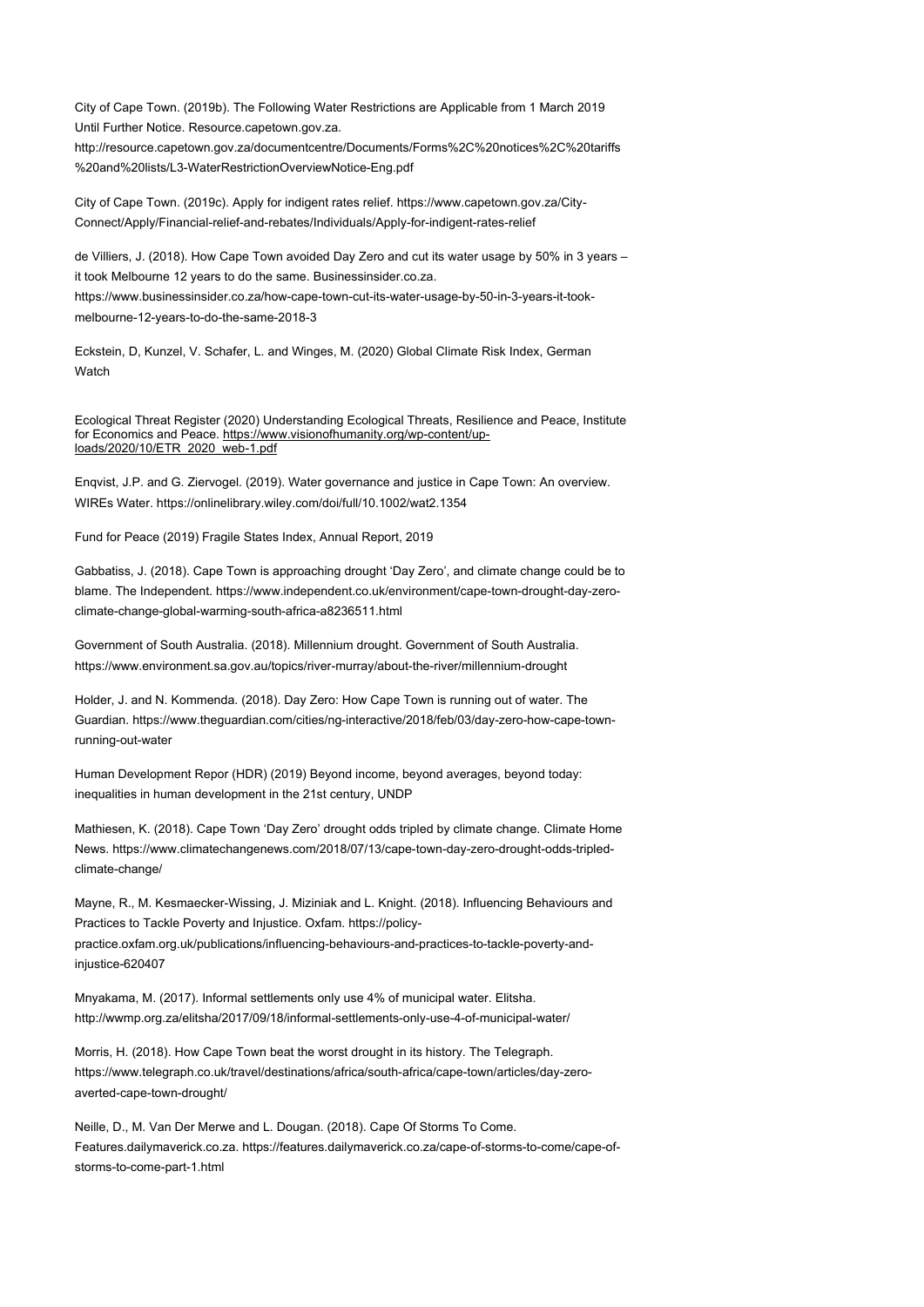City of Cape Town. (2019b). The Following Water Restrictions are Applicable from 1 March 2019 Until Further Notice. Resource.capetown.gov.za. http://resource.capetown.gov.za/documentcentre/Documents/Forms%2C%20notices%2C%20tariffs%20and%20lists/L3-WaterRestrictionOverviewNotice-Eng.pdf

City of Cape Town. (2019c). Apply for indigent rates relief. https://www.capetown.gov.za/City-Connect/Apply/Financial-relief-and-rebates/Individuals/Apply-for-indigent-rates-relief

de Villiers, J. (2018). How Cape Town avoided Day Zero and cut its water usage by 50% in 3 years – it took Melbourne 12 years to do the same. Businessinsider.co.za. https://www.businessinsider.co.za/how-cape-town-cut-its-water-usage-by-50-in-3-years-it-took-melbourne-12-years-to-do-the-same-2018-3

Eckstein, D, Kunzel, V. Schafer, L. and Winges, M. (2020) Global Climate Risk Index, German Watch

Ecological Threat Register (2020) Understanding Ecological Threats, Resilience and Peace, Institute for Economics and Peace. https://www.visionofhumanity.org/wp-content/uploads/2020/10/ETR_2020_web-1.pdf

Enqvist, J.P. and G. Ziervogel. (2019). Water governance and justice in Cape Town: An overview. WIREs Water. https://onlinelibrary.wiley.com/doi/full/10.1002/wat2.1354

Fund for Peace (2019) Fragile States Index, Annual Report, 2019

Gabbatiss, J. (2018). Cape Town is approaching drought 'Day Zero', and climate change could be to blame. The Independent. https://www.independent.co.uk/environment/cape-town-drought-day-zero-climate-change-global-warming-south-africa-a8236511.html

Government of South Australia. (2018). Millennium drought. Government of South Australia. https://www.environment.sa.gov.au/topics/river-murray/about-the-river/millennium-drought

Holder, J. and N. Kommenda. (2018). Day Zero: How Cape Town is running out of water. The Guardian. https://www.theguardian.com/cities/ng-interactive/2018/feb/03/day-zero-how-cape-town-running-out-water

Human Development Repor (HDR) (2019) Beyond income, beyond averages, beyond today: inequalities in human development in the 21st century, UNDP

Mathiesen, K. (2018). Cape Town 'Day Zero' drought odds tripled by climate change. Climate Home News. https://www.climatechangenews.com/2018/07/13/cape-town-day-zero-drought-odds-tripled-climate-change/

Mayne, R., M. Kesmaecker-Wissing, J. Miziniak and L. Knight. (2018). Influencing Behaviours and Practices to Tackle Poverty and Injustice. Oxfam. https://policy-practice.oxfam.org.uk/publications/influencing-behaviours-and-practices-to-tackle-poverty-and-injustice-620407

Mnyakama, M. (2017). Informal settlements only use 4% of municipal water. Elitsha. http://wwmp.org.za/elitsha/2017/09/18/informal-settlements-only-use-4-of-municipal-water/

Morris, H. (2018). How Cape Town beat the worst drought in its history. The Telegraph. https://www.telegraph.co.uk/travel/destinations/africa/south-africa/cape-town/articles/day-zero-averted-cape-town-drought/

Neille, D., M. Van Der Merwe and L. Dougan. (2018). Cape Of Storms To Come. Features.dailymaverick.co.za. https://features.dailymaverick.co.za/cape-of-storms-to-come/cape-of-storms-to-come-part-1.html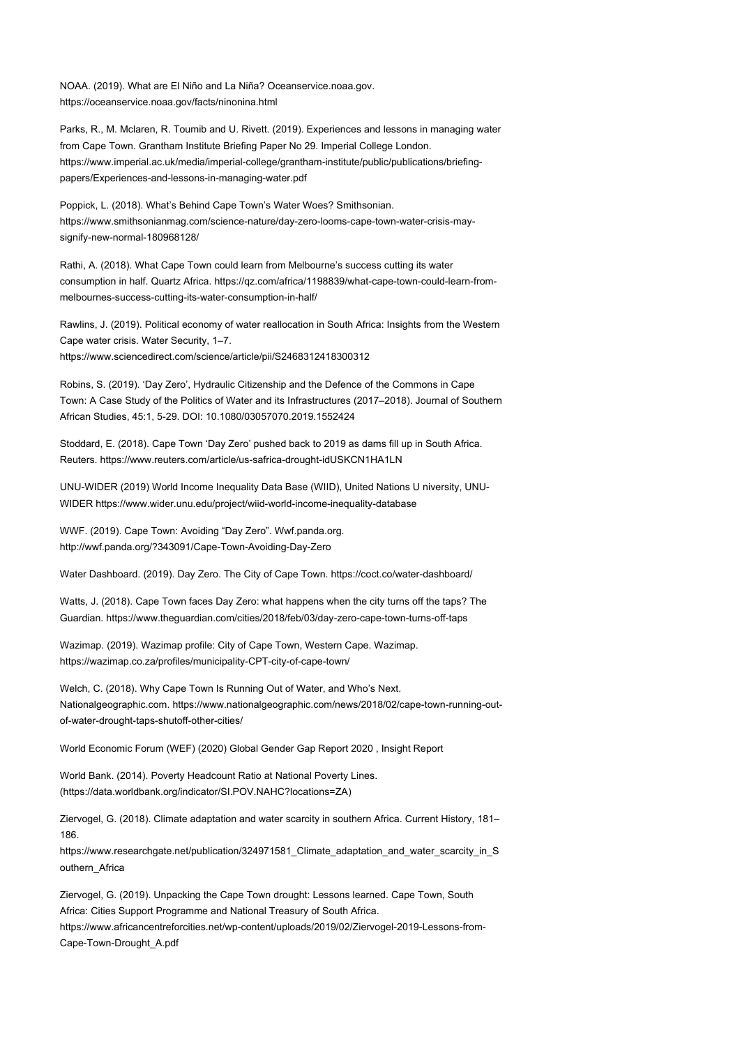NOAA. (2019). What are El Niño and La Niña? Oceanservice.noaa.gov. https://oceanservice.noaa.gov/facts/ninonina.html

Parks, R., M. Mclaren, R. Toumib and U. Rivett. (2019). Experiences and lessons in managing water from Cape Town. Grantham Institute Briefing Paper No 29. Imperial College London. https://www.imperial.ac.uk/media/imperial-college/grantham-institute/public/publications/briefing-papers/Experiences-and-lessons-in-managing-water.pdf

Poppick, L. (2018). What's Behind Cape Town's Water Woes? Smithsonian. https://www.smithsonianmag.com/science-nature/day-zero-looms-cape-town-water-crisis-may-signify-new-normal-180968128/

Rathi, A. (2018). What Cape Town could learn from Melbourne's success cutting its water consumption in half. Quartz Africa. https://qz.com/africa/1198839/what-cape-town-could-learn-from-melbournes-success-cutting-its-water-consumption-in-half/

Rawlins, J. (2019). Political economy of water reallocation in South Africa: Insights from the Western Cape water crisis. Water Security, 1–7. https://www.sciencedirect.com/science/article/pii/S2468312418300312

Robins, S. (2019). 'Day Zero', Hydraulic Citizenship and the Defence of the Commons in Cape Town: A Case Study of the Politics of Water and its Infrastructures (2017–2018). Journal of Southern African Studies, 45:1, 5-29. DOI: 10.1080/03057070.2019.1552424

Stoddard, E. (2018). Cape Town 'Day Zero' pushed back to 2019 as dams fill up in South Africa. Reuters. https://www.reuters.com/article/us-safrica-drought-idUSKCN1HA1LN

UNU-WIDER (2019) World Income Inequality Data Base (WIID), United Nations U niversity, UNU-WIDER https://www.wider.unu.edu/project/wiid-world-income-inequality-database

WWF. (2019). Cape Town: Avoiding "Day Zero". Wwf.panda.org. http://wwf.panda.org/?343091/Cape-Town-Avoiding-Day-Zero

Water Dashboard. (2019). Day Zero. The City of Cape Town. https://coct.co/water-dashboard/

Watts, J. (2018). Cape Town faces Day Zero: what happens when the city turns off the taps? The Guardian. https://www.theguardian.com/cities/2018/feb/03/day-zero-cape-town-turns-off-taps

Wazimap. (2019). Wazimap profile: City of Cape Town, Western Cape. Wazimap. https://wazimap.co.za/profiles/municipality-CPT-city-of-cape-town/

Welch, C. (2018). Why Cape Town Is Running Out of Water, and Who's Next. Nationalgeographic.com. https://www.nationalgeographic.com/news/2018/02/cape-town-running-out-of-water-drought-taps-shutoff-other-cities/

World Economic Forum (WEF) (2020) Global Gender Gap Report 2020 , Insight Report

World Bank. (2014). Poverty Headcount Ratio at National Poverty Lines. (https://data.worldbank.org/indicator/SI.POV.NAHC?locations=ZA)

Ziervogel, G. (2018). Climate adaptation and water scarcity in southern Africa. Current History, 181–186. https://www.researchgate.net/publication/324971581_Climate_adaptation_and_water_scarcity_in_Southern_Africa

Ziervogel, G. (2019). Unpacking the Cape Town drought: Lessons learned. Cape Town, South Africa: Cities Support Programme and National Treasury of South Africa. https://www.africancentreforcities.net/wp-content/uploads/2019/02/Ziervogel-2019-Lessons-from-Cape-Town-Drought_A.pdf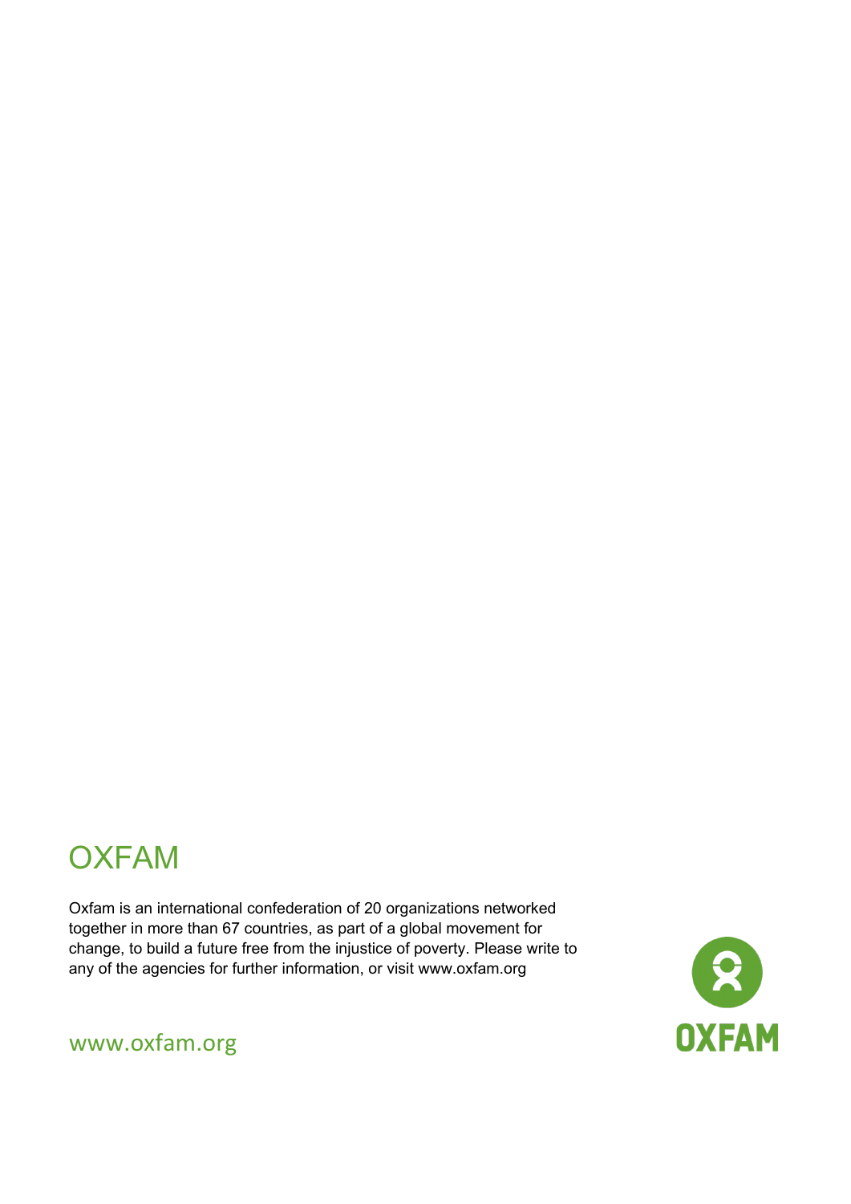# OXFAM

Oxfam is an international confederation of 20 organizations networked together in more than 67 countries, as part of a global movement for change, to build a future free from the injustice of poverty. Please write to any of the agencies for further information, or visit www.oxfam.org

www.oxfam.org